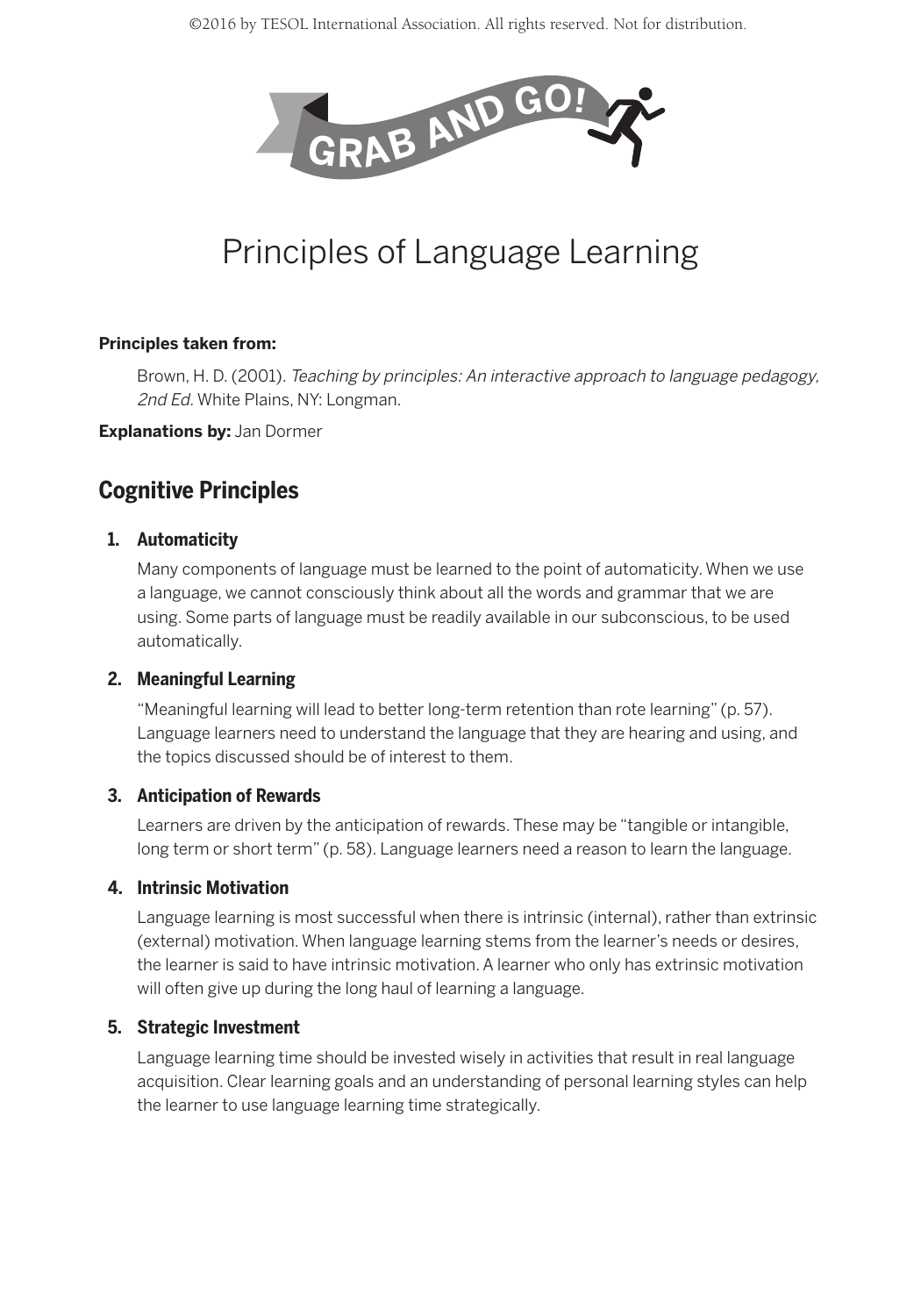GRAB AND GO!

# Principles of Language Learning

**Principles taken from:**

Brown, H. D. (2001). *Teaching by principles: An interactive approach to language pedagogy, 2nd Ed.* White Plains, NY: Longman.

**Explanations by:** Jan Dormer

## Cognitive Principles

1. **Automaticity**

   Many components of language must be learned to the point of automaticity. When we use a language, we cannot consciously think about all the words and grammar that we are using. Some parts of language must be readily available in our subconscious, to be used automatically.

2. **Meaningful Learning**

   "Meaningful learning will lead to better long-term retention than rote learning" (p. 57). Language learners need to understand the language that they are hearing and using, and the topics discussed should be of interest to them.

3. **Anticipation of Rewards**

   Learners are driven by the anticipation of rewards. These may be "tangible or intangible, long term or short term" (p. 58). Language learners need a reason to learn the language.

4. **Intrinsic Motivation**

   Language learning is most successful when there is intrinsic (internal), rather than extrinsic (external) motivation. When language learning stems from the learner's needs or desires, the learner is said to have intrinsic motivation. A learner who only has extrinsic motivation will often give up during the long haul of learning a language.

5. **Strategic Investment**

   Language learning time should be invested wisely in activities that result in real language acquisition. Clear learning goals and an understanding of personal learning styles can help the learner to use language learning time strategically.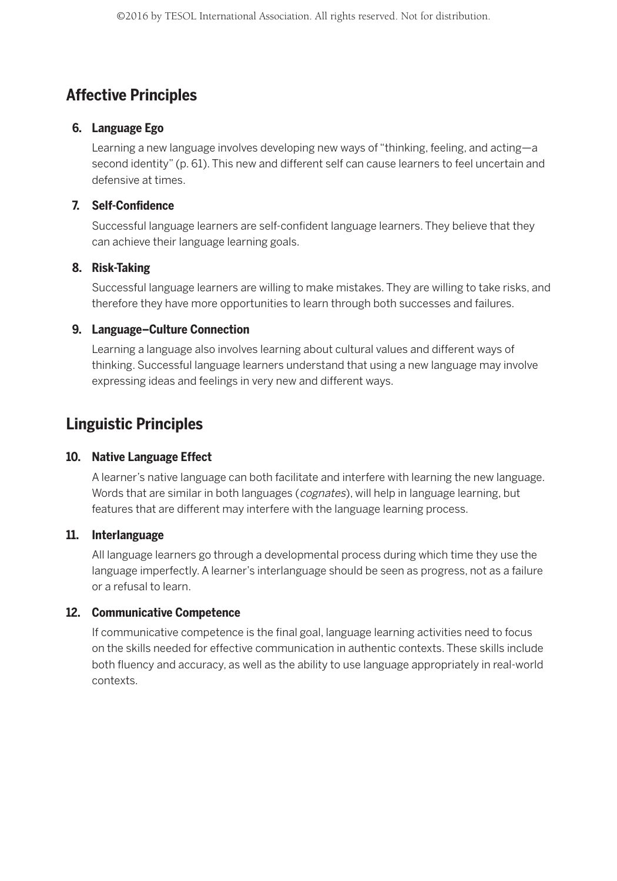## Affective Principles

### 6. Language Ego

Learning a new language involves developing new ways of "thinking, feeling, and acting—a second identity" (p. 61). This new and different self can cause learners to feel uncertain and defensive at times.

### 7. Self-Confidence

Successful language learners are self-confident language learners. They believe that they can achieve their language learning goals.

### 8. Risk-Taking

Successful language learners are willing to make mistakes. They are willing to take risks, and therefore they have more opportunities to learn through both successes and failures.

### 9. Language–Culture Connection

Learning a language also involves learning about cultural values and different ways of thinking. Successful language learners understand that using a new language may involve expressing ideas and feelings in very new and different ways.

## Linguistic Principles

### 10. Native Language Effect

A learner's native language can both facilitate and interfere with learning the new language. Words that are similar in both languages (*cognates*), will help in language learning, but features that are different may interfere with the language learning process.

### 11. Interlanguage

All language learners go through a developmental process during which time they use the language imperfectly. A learner's interlanguage should be seen as progress, not as a failure or a refusal to learn.

### 12. Communicative Competence

If communicative competence is the final goal, language learning activities need to focus on the skills needed for effective communication in authentic contexts. These skills include both fluency and accuracy, as well as the ability to use language appropriately in real-world contexts.